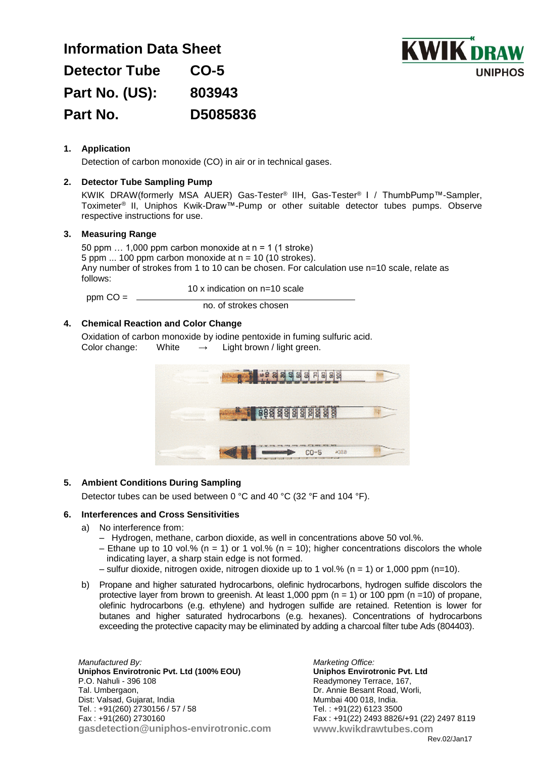# Information Data Sheet

**Detector Tube CO-5**

**Part No. (US): 803943**

**Part No. D5085836**

KWIK DRAW UNIPHOS

## 1. Application

Detection of carbon monoxide (CO) in air or in technical gases.

## 2. Detector Tube Sampling Pump

KWIK DRAW(formerly MSA AUER) Gas-Tester® IIH, Gas-Tester® I / ThumbPump™-Sampler, Toximeter® II, Uniphos Kwik-Draw™-Pump or other suitable detector tubes pumps. Observe respective instructions for use.

## 3. Measuring Range

50 ppm … 1,000 ppm carbon monoxide at n = 1 (1 stroke)
5 ppm ... 100 ppm carbon monoxide at n = 10 (10 strokes).
Any number of strokes from 1 to 10 can be chosen. For calculation use n=10 scale, relate as follows:

$$\text{ppm CO} = \frac{10 \times \text{indication on n=10 scale}}{\text{no. of strokes chosen}}$$

## 4. Chemical Reaction and Color Change

Oxidation of carbon monoxide by iodine pentoxide in fuming sulfuric acid.
Color change: White → Light brown / light green.

## 5. Ambient Conditions During Sampling

Detector tubes can be used between 0 °C and 40 °C (32 °F and 104 °F).

## 6. Interferences and Cross Sensitivities

a) No interference from:
   - Hydrogen, methane, carbon dioxide, as well in concentrations above 50 vol.%.
   - Ethane up to 10 vol.% (n = 1) or 1 vol.% (n = 10); higher concentrations discolors the whole indicating layer, a sharp stain edge is not formed.
   - sulfur dioxide, nitrogen oxide, nitrogen dioxide up to 1 vol.% (n = 1) or 1,000 ppm (n=10).

b) Propane and higher saturated hydrocarbons, olefinic hydrocarbons, hydrogen sulfide discolors the protective layer from brown to greenish. At least 1,000 ppm (n = 1) or 100 ppm (n =10) of propane, olefinic hydrocarbons (e.g. ethylene) and hydrogen sulfide are retained. Retention is lower for butanes and higher saturated hydrocarbons (e.g. hexanes). Concentrations of hydrocarbons exceeding the protective capacity may be eliminated by adding a charcoal filter tube Ads (804403).

*Manufactured By:*
**Uniphos Envirotronic Pvt. Ltd (100% EOU)**
P.O. Nahuli - 396 108
Tal. Umbergaon,
Dist: Valsad, Gujarat, India
Tel. : +91(260) 2730156 / 57 / 58
Fax : +91(260) 2730160
**gasdetection@uniphos-envirotronic.com**

*Marketing Office:*
**Uniphos Envirotronic Pvt. Ltd**
Readymoney Terrace, 167,
Dr. Annie Besant Road, Worli,
Mumbai 400 018, India.
Tel. : +91(22) 6123 3500
Fax : +91(22) 2493 8826/+91 (22) 2497 8119
**www.kwikdrawtubes.com**

Rev.02/Jan17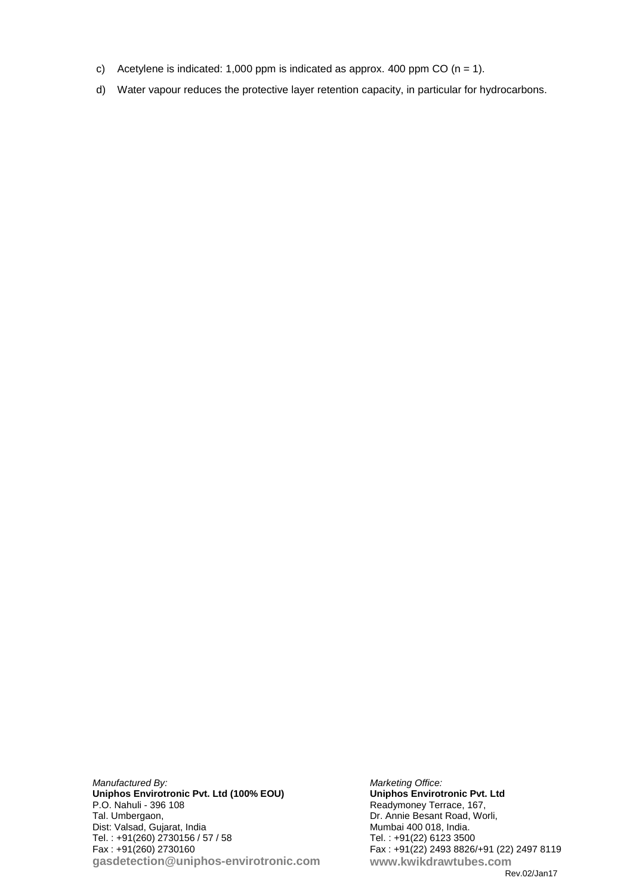c) Acetylene is indicated: 1,000 ppm is indicated as approx. 400 ppm CO ($n = 1$).

d) Water vapour reduces the protective layer retention capacity, in particular for hydrocarbons.

*Manufactured By:*
**Uniphos Envirotronic Pvt. Ltd (100% EOU)**
P.O. Nahuli - 396 108
Tal. Umbergaon,
Dist: Valsad, Gujarat, India
Tel. : +91(260) 2730156 / 57 / 58
Fax : +91(260) 2730160
**gasdetection@uniphos-envirotronic.com**

*Marketing Office:*
**Uniphos Envirotronic Pvt. Ltd**
Readymoney Terrace, 167,
Dr. Annie Besant Road, Worli,
Mumbai 400 018, India.
Tel. : +91(22) 6123 3500
Fax : +91(22) 2493 8826/+91 (22) 2497 8119
**www.kwikdrawtubes.com**

Rev.02/Jan17